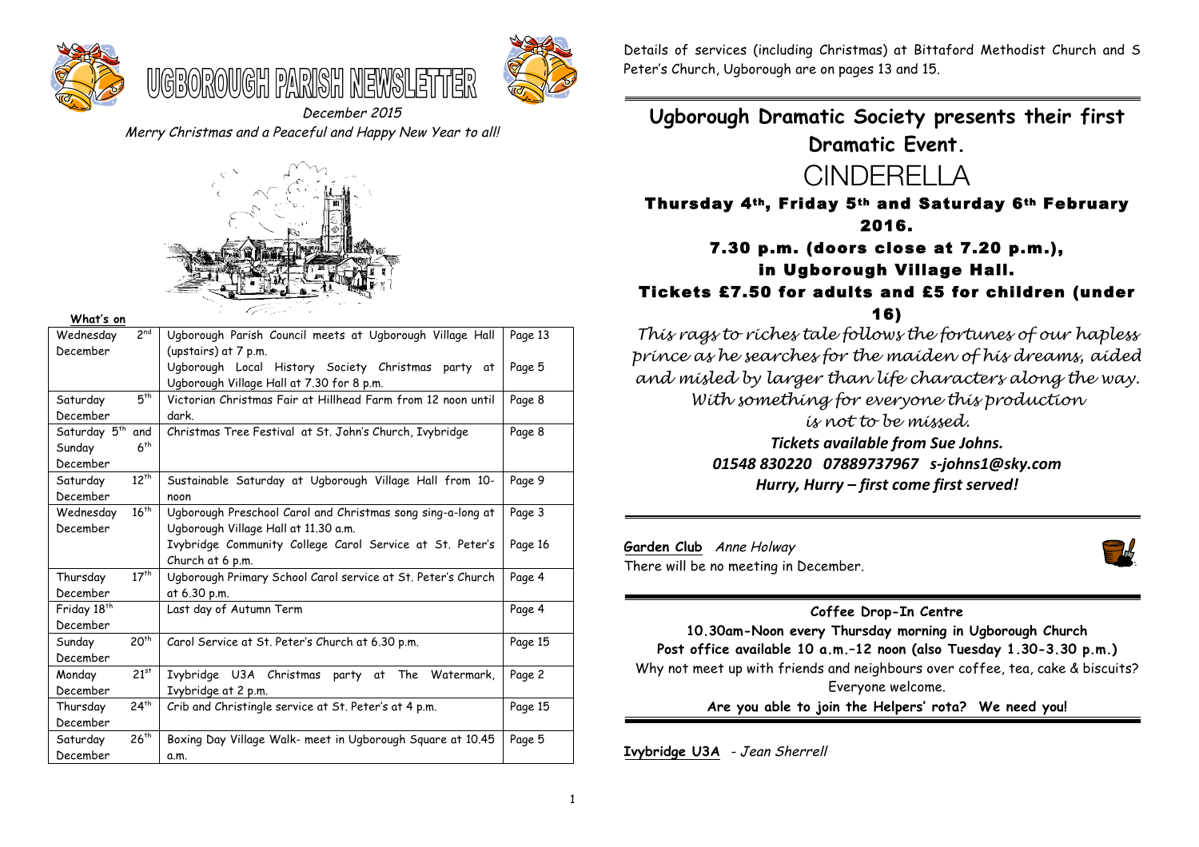# UGBOROUGH PARISH NEWSLETTER

*December 2015*

*Merry Christmas and a Peaceful and Happy New Year to all!*

**What's on**

| | | |
|---|---|---|
| Wednesday 2nd December | Ugborough Parish Council meets at Ugborough Village Hall (upstairs) at 7 p.m. | Page 13 |
| | Ugborough Local History Society Christmas party at Ugborough Village Hall at 7.30 for 8 p.m. | Page 5 |
| Saturday 5th December | Victorian Christmas Fair at Hillhead Farm from 12 noon until dark. | Page 8 |
| Saturday 5th and Sunday 6th December | Christmas Tree Festival at St. John's Church, Ivybridge | Page 8 |
| Saturday 12th December | Sustainable Saturday at Ugborough Village Hall from 10-noon | Page 9 |
| Wednesday 16th December | Ugborough Preschool Carol and Christmas song sing-a-long at Ugborough Village Hall at 11.30 a.m. | Page 3 |
| | Ivybridge Community College Carol Service at St. Peter's Church at 6 p.m. | Page 16 |
| Thursday 17th December | Ugborough Primary School Carol service at St. Peter's Church at 6.30 p.m. | Page 4 |
| Friday 18th December | Last day of Autumn Term | Page 4 |
| Sunday 20th December | Carol Service at St. Peter's Church at 6.30 p.m. | Page 15 |
| Monday 21st December | Ivybridge U3A Christmas party at The Watermark, Ivybridge at 2 p.m. | Page 2 |
| Thursday 24th December | Crib and Christingle service at St. Peter's at 4 p.m. | Page 15 |
| Saturday 26th December | Boxing Day Village Walk- meet in Ugborough Square at 10.45 a.m. | Page 5 |

Details of services (including Christmas) at Bittaford Methodist Church and S Peter's Church, Ugborough are on pages 13 and 15.

---

## Ugborough Dramatic Society presents their first Dramatic Event.

# CINDERELLA

**Thursday 4th, Friday 5th and Saturday 6th February 2016.**

**7.30 p.m. (doors close at 7.20 p.m.), in Ugborough Village Hall.**

**Tickets £7.50 for adults and £5 for children (under 16)**

*This rags to riches tale follows the fortunes of our hapless prince as he searches for the maiden of his dreams, aided and misled by larger than life characters along the way. With something for everyone this production is not to be missed.*

***Tickets available from Sue Johns.***

***01548 830220 07889737967 s-johns1@sky.com***

***Hurry, Hurry – first come first served!***

---

**Garden Club** *Anne Holway*

There will be no meeting in December.

---

**Coffee Drop-In Centre**

**10.30am-Noon every Thursday morning in Ugborough Church**

**Post office available 10 a.m.–12 noon (also Tuesday 1.30-3.30 p.m.)**

Why not meet up with friends and neighbours over coffee, tea, cake & biscuits? Everyone welcome.

**Are you able to join the Helpers' rota? We need you!**

---

**Ivybridge U3A** - *Jean Sherrell*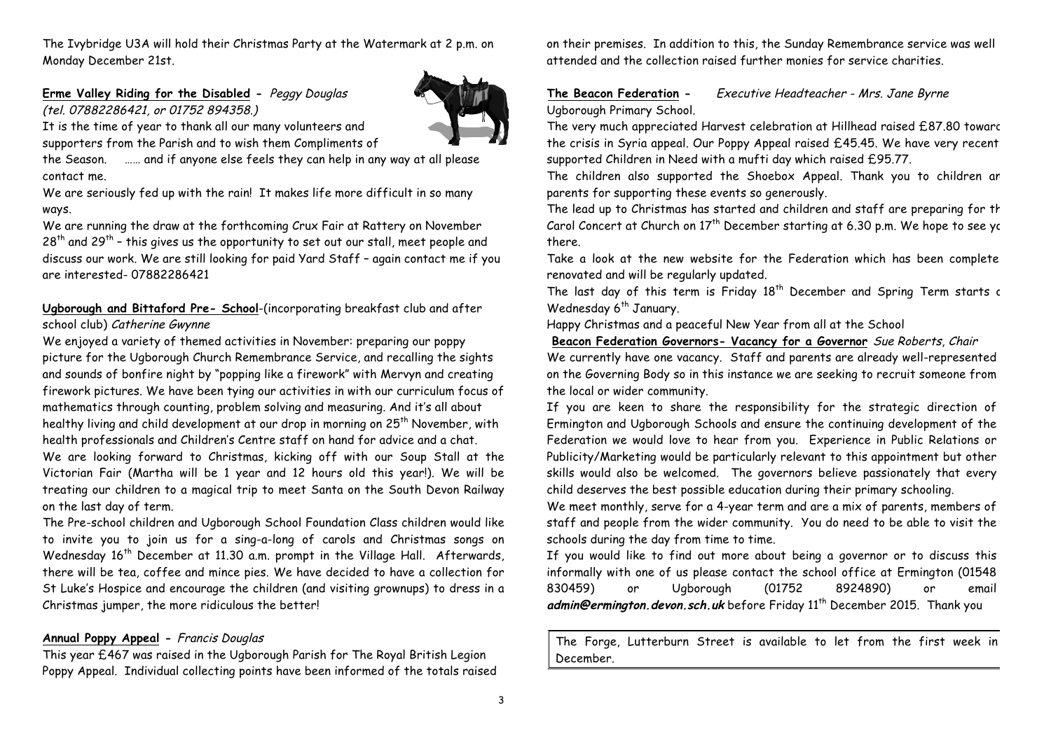The Ivybridge U3A will hold their Christmas Party at the Watermark at 2 p.m. on Monday December 21st.

**Erme Valley Riding for the Disabled** - *Peggy Douglas (tel. 07882286421, or 01752 894358.)*

It is the time of year to thank all our many volunteers and supporters from the Parish and to wish them Compliments of the Season. …… and if anyone else feels they can help in any way at all please contact me.

We are seriously fed up with the rain! It makes life more difficult in so many ways.

We are running the draw at the forthcoming Crux Fair at Rattery on November 28th and 29th – this gives us the opportunity to set out our stall, meet people and discuss our work. We are still looking for paid Yard Staff – again contact me if you are interested- 07882286421

**Ugborough and Bittaford Pre- School**-(incorporating breakfast club and after school club) *Catherine Gwynne*

We enjoyed a variety of themed activities in November: preparing our poppy picture for the Ugborough Church Remembrance Service, and recalling the sights and sounds of bonfire night by "popping like a firework" with Mervyn and creating firework pictures. We have been tying our activities in with our curriculum focus of mathematics through counting, problem solving and measuring. And it's all about healthy living and child development at our drop in morning on 25th November, with health professionals and Children's Centre staff on hand for advice and a chat.

We are looking forward to Christmas, kicking off with our Soup Stall at the Victorian Fair (Martha will be 1 year and 12 hours old this year!). We will be treating our children to a magical trip to meet Santa on the South Devon Railway on the last day of term.

The Pre-school children and Ugborough School Foundation Class children would like to invite you to join us for a sing-a-long of carols and Christmas songs on Wednesday 16th December at 11.30 a.m. prompt in the Village Hall. Afterwards, there will be tea, coffee and mince pies. We have decided to have a collection for St Luke's Hospice and encourage the children (and visiting grownups) to dress in a Christmas jumper, the more ridiculous the better!

**Annual Poppy Appeal** - *Francis Douglas*

This year £467 was raised in the Ugborough Parish for The Royal British Legion Poppy Appeal. Individual collecting points have been informed of the totals raised on their premises. In addition to this, the Sunday Remembrance service was well attended and the collection raised further monies for service charities.

**The Beacon Federation** - *Executive Headteacher - Mrs. Jane Byrne*

Ugborough Primary School.

The very much appreciated Harvest celebration at Hillhead raised £87.80 toward the crisis in Syria appeal. Our Poppy Appeal raised £45.45. We have very recently supported Children in Need with a mufti day which raised £95.77.

The children also supported the Shoebox Appeal. Thank you to children and parents for supporting these events so generously.

The lead up to Christmas has started and children and staff are preparing for the Carol Concert at Church on 17th December starting at 6.30 p.m. We hope to see you there.

Take a look at the new website for the Federation which has been completely renovated and will be regularly updated.

The last day of this term is Friday 18th December and Spring Term starts on Wednesday 6th January.

Happy Christmas and a peaceful New Year from all at the School

**Beacon Federation Governors- Vacancy for a Governor** *Sue Roberts, Chair*

We currently have one vacancy. Staff and parents are already well-represented on the Governing Body so in this instance we are seeking to recruit someone from the local or wider community.

If you are keen to share the responsibility for the strategic direction of Ermington and Ugborough Schools and ensure the continuing development of the Federation we would love to hear from you. Experience in Public Relations or Publicity/Marketing would be particularly relevant to this appointment but other skills would also be welcomed. The governors believe passionately that every child deserves the best possible education during their primary schooling.

We meet monthly, serve for a 4-year term and are a mix of parents, members of staff and people from the wider community. You do need to be able to visit the schools during the day from time to time.

If you would like to find out more about being a governor or to discuss this informally with one of us please contact the school office at Ermington (01548 830459) or Ugborough (01752 8924890) or email ***admin@ermington.devon.sch.uk*** before Friday 11th December 2015. Thank you

The Forge, Lutterburn Street is available to let from the first week in December.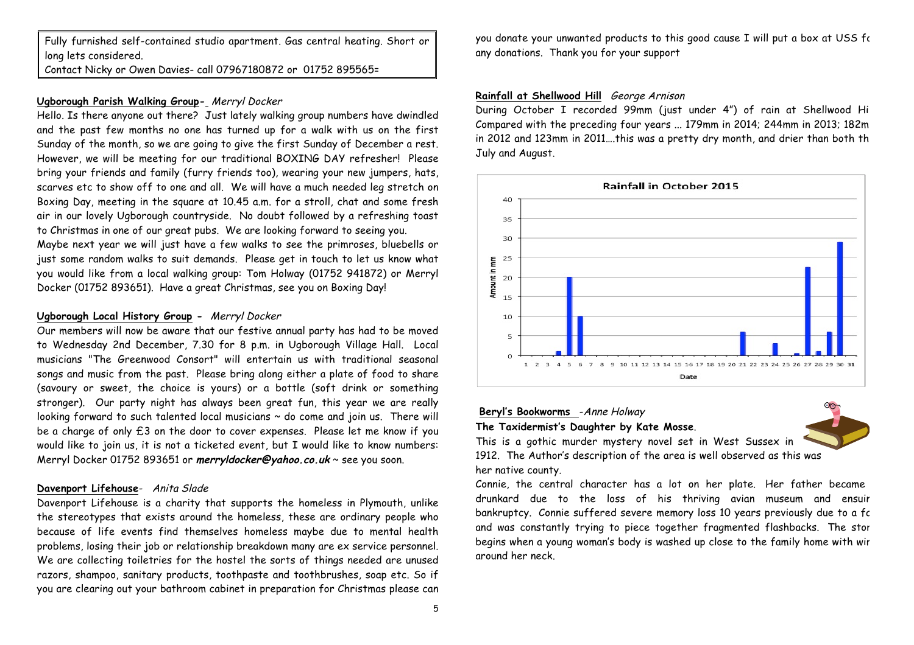Fully furnished self-contained studio apartment. Gas central heating. Short or long lets considered.
Contact Nicky or Owen Davies- call 07967180872 or 01752 895565=

**Ugborough Parish Walking Group**- *Merryl Docker*

Hello. Is there anyone out there? Just lately walking group numbers have dwindled and the past few months no one has turned up for a walk with us on the first Sunday of the month, so we are going to give the first Sunday of December a rest. However, we will be meeting for our traditional BOXING DAY refresher! Please bring your friends and family (furry friends too), wearing your new jumpers, hats, scarves etc to show off to one and all. We will have a much needed leg stretch on Boxing Day, meeting in the square at 10.45 a.m. for a stroll, chat and some fresh air in our lovely Ugborough countryside. No doubt followed by a refreshing toast to Christmas in one of our great pubs. We are looking forward to seeing you.
Maybe next year we will just have a few walks to see the primroses, bluebells or just some random walks to suit demands. Please get in touch to let us know what you would like from a local walking group: Tom Holway (01752 941872) or Merryl Docker (01752 893651). Have a great Christmas, see you on Boxing Day!

**Ugborough Local History Group** - *Merryl Docker*

Our members will now be aware that our festive annual party has had to be moved to Wednesday 2nd December, 7.30 for 8 p.m. in Ugborough Village Hall. Local musicians "The Greenwood Consort" will entertain us with traditional seasonal songs and music from the past. Please bring along either a plate of food to share (savoury or sweet, the choice is yours) or a bottle (soft drink or something stronger). Our party night has always been great fun, this year we are really looking forward to such talented local musicians ~ do come and join us. There will be a charge of only £3 on the door to cover expenses. Please let me know if you would like to join us, it is not a ticketed event, but I would like to know numbers: Merryl Docker 01752 893651 or ***merryldocker@yahoo.co.uk*** ~ see you soon.

**Davenport Lifehouse**- *Anita Slade*

Davenport Lifehouse is a charity that supports the homeless in Plymouth, unlike the stereotypes that exists around the homeless, these are ordinary people who because of life events find themselves homeless maybe due to mental health problems, losing their job or relationship breakdown many are ex service personnel. We are collecting toiletries for the hostel the sorts of things needed are unused razors, shampoo, sanitary products, toothpaste and toothbrushes, soap etc. So if you are clearing out your bathroom cabinet in preparation for Christmas please can you donate your unwanted products to this good cause I will put a box at USS fo any donations. Thank you for your support

**Rainfall at Shellwood Hill** *George Arnison*

During October I recorded 99mm (just under 4") of rain at Shellwood Hi Compared with the preceding four years ... 179mm in 2014; 244mm in 2013; 182m in 2012 and 123mm in 2011….this was a pretty dry month, and drier than both th July and August.

**Rainfall in October 2015**

| Date | 1 | 2 | 3 | 4 | 5 | 6 | 7 | 8 | 9 | 10 | 11 | 12 | 13 | 14 | 15 | 16 | 17 | 18 | 19 | 20 | 21 | 22 | 23 | 24 | 25 | 26 | 27 | 28 | 29 | 30 | 31 |
|---|---|---|---|---|---|---|---|---|---|---|---|---|---|---|---|---|---|---|---|---|---|---|---|---|---|---|---|---|---|---|---|
| Amount in mm | | | | 1 | 20 | 10 | | | | | | | | | | | | | | | 6 | | | 3 | | 0.5 | 22.5 | 1 | 6 | 29 | |

**Beryl's Bookworms** -*Anne Holway*

**The Taxidermist's Daughter by Kate Mosse.**

This is a gothic murder mystery novel set in West Sussex in 1912. The Author's description of the area is well observed as this was her native county.

Connie, the central character has a lot on her plate. Her father became drunkard due to the loss of his thriving avian museum and ensuir bankruptcy. Connie suffered severe memory loss 10 years previously due to a fo and was constantly trying to piece together fragmented flashbacks. The stor begins when a young woman's body is washed up close to the family home with wir around her neck.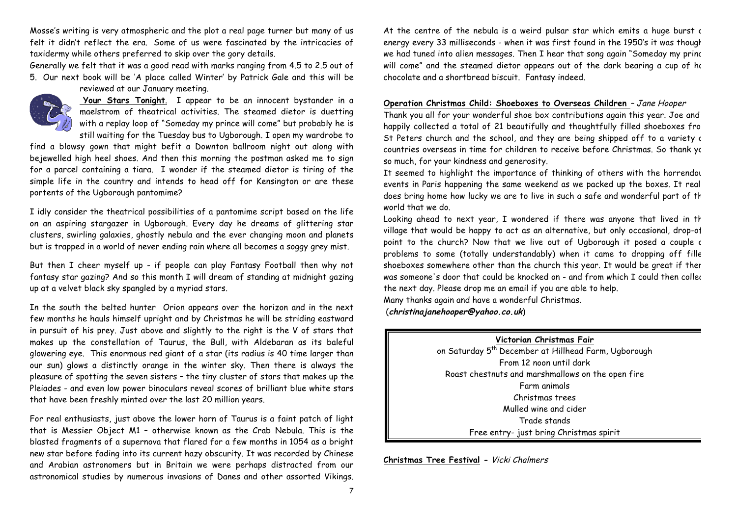Mosse's writing is very atmospheric and the plot a real page turner but many of us felt it didn't reflect the era. Some of us were fascinated by the intricacies of taxidermy while others preferred to skip over the gory details.

Generally we felt that it was a good read with marks ranging from 4.5 to 2.5 out of 5. Our next book will be 'A place called Winter' by Patrick Gale and this will be reviewed at our January meeting.

**Your Stars Tonight**. I appear to be an innocent bystander in a maelstrom of theatrical activities. The steamed dietor is duetting with a replay loop of "Someday my prince will come" but probably he is still waiting for the Tuesday bus to Ugborough. I open my wardrobe to find a blowsy gown that might befit a Downton ballroom night out along with bejewelled high heel shoes. And then this morning the postman asked me to sign for a parcel containing a tiara. I wonder if the steamed dietor is tiring of the simple life in the country and intends to head off for Kensington or are these portents of the Ugborough pantomime?

I idly consider the theatrical possibilities of a pantomime script based on the life on an aspiring stargazer in Ugborough. Every day he dreams of glittering star clusters, swirling galaxies, ghostly nebula and the ever changing moon and planets but is trapped in a world of never ending rain where all becomes a soggy grey mist.

But then I cheer myself up - if people can play Fantasy Football then why not fantasy star gazing? And so this month I will dream of standing at midnight gazing up at a velvet black sky spangled by a myriad stars.

In the south the belted hunter Orion appears over the horizon and in the next few months he hauls himself upright and by Christmas he will be striding eastward in pursuit of his prey. Just above and slightly to the right is the V of stars that makes up the constellation of Taurus, the Bull, with Aldebaran as its baleful glowering eye. This enormous red giant of a star (its radius is 40 time larger than our sun) glows a distinctly orange in the winter sky. Then there is always the pleasure of spotting the seven sisters – the tiny cluster of stars that makes up the Pleiades - and even low power binoculars reveal scores of brilliant blue white stars that have been freshly minted over the last 20 million years.

For real enthusiasts, just above the lower horn of Taurus is a faint patch of light that is Messier Object M1 – otherwise known as the Crab Nebula. This is the blasted fragments of a supernova that flared for a few months in 1054 as a bright new star before fading into its current hazy obscurity. It was recorded by Chinese and Arabian astronomers but in Britain we were perhaps distracted from our astronomical studies by numerous invasions of Danes and other assorted Vikings.

At the centre of the nebula is a weird pulsar star which emits a huge burst o energy every 33 milliseconds - when it was first found in the 1950's it was though we had tuned into alien messages. Then I hear that song again "Someday my princ will come" and the steamed dietor appears out of the dark bearing a cup of ho chocolate and a shortbread biscuit. Fantasy indeed.

**Operation Christmas Child: Shoeboxes to Overseas Children** – *Jane Hooper*

Thank you all for your wonderful shoe box contributions again this year. Joe and happily collected a total of 21 beautifully and thoughtfully filled shoeboxes fro St Peters church and the school, and they are being shipped off to a variety o countries overseas in time for children to receive before Christmas. So thank yo so much, for your kindness and generosity.

It seemed to highlight the importance of thinking of others with the horrendou events in Paris happening the same weekend as we packed up the boxes. It real does bring home how lucky we are to live in such a safe and wonderful part of th world that we do.

Looking ahead to next year, I wondered if there was anyone that lived in th village that would be happy to act as an alternative, but only occasional, drop-of point to the church? Now that we live out of Ugborough it posed a couple o problems to some (totally understandably) when it came to dropping off fille shoeboxes somewhere other than the church this year. It would be great if ther was someone's door that could be knocked on - and from which I could then collec the next day. Please drop me an email if you are able to help.

Many thanks again and have a wonderful Christmas.

(***christinajanehooper@yahoo.co.uk***)

**Victorian Christmas Fair**

on Saturday 5th December at Hillhead Farm, Ugborough

From 12 noon until dark

Roast chestnuts and marshmallows on the open fire

Farm animals

Christmas trees

Mulled wine and cider

Trade stands

Free entry- just bring Christmas spirit

**Christmas Tree Festival** - *Vicki Chalmers*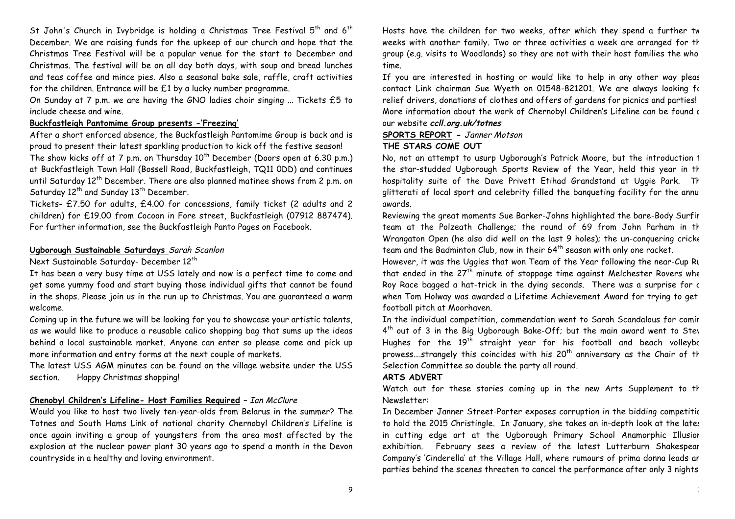St John's Church in Ivybridge is holding a Christmas Tree Festival 5th and 6th December. We are raising funds for the upkeep of our church and hope that the Christmas Tree Festival will be a popular venue for the start to December and Christmas. The festival will be on all day both days, with soup and bread lunches and teas coffee and mince pies. Also a seasonal bake sale, raffle, craft activities for the children. Entrance will be £1 by a lucky number programme.

On Sunday at 7 p.m. we are having the GNO ladies choir singing ... Tickets £5 to include cheese and wine.

**Buckfastleigh Pantomime Group presents -'Freezing'**

After a short enforced absence, the Buckfastleigh Pantomime Group is back and is proud to present their latest sparkling production to kick off the festive season! The show kicks off at 7 p.m. on Thursday 10th December (Doors open at 6.30 p.m.) at Buckfastleigh Town Hall (Bossell Road, Buckfastleigh, TQ11 0DD) and continues until Saturday 12th December. There are also planned matinee shows from 2 p.m. on Saturday 12th and Sunday 13th December.

Tickets- £7.50 for adults, £4.00 for concessions, family ticket (2 adults and 2 children) for £19.00 from Cocoon in Fore street, Buckfastleigh (07912 887474). For further information, see the Buckfastleigh Panto Pages on Facebook.

**Ugborough Sustainable Saturdays** *Sarah Scanlon*

Next Sustainable Saturday- December 12th

It has been a very busy time at USS lately and now is a perfect time to come and get some yummy food and start buying those individual gifts that cannot be found in the shops. Please join us in the run up to Christmas. You are guaranteed a warm welcome.

Coming up in the future we will be looking for you to showcase your artistic talents, as we would like to produce a reusable calico shopping bag that sums up the ideas behind a local sustainable market. Anyone can enter so please come and pick up more information and entry forms at the next couple of markets.

The latest USS AGM minutes can be found on the village website under the USS section. Happy Christmas shopping!

**Chenobyl Children's Lifeline- Host Families Required** – *Ian McClure*

Would you like to host two lively ten-year-olds from Belarus in the summer? The Totnes and South Hams Link of national charity Chernobyl Children's Lifeline is once again inviting a group of youngsters from the area most affected by the explosion at the nuclear power plant 30 years ago to spend a month in the Devon countryside in a healthy and loving environment.

Hosts have the children for two weeks, after which they spend a further tw weeks with another family. Two or three activities a week are arranged for th group (e.g. visits to Woodlands) so they are not with their host families the who time.

If you are interested in hosting or would like to help in any other way pleas contact Link chairman Sue Wyeth on 01548-821201. We are always looking fo relief drivers, donations of clothes and offers of gardens for picnics and parties! More information about the work of Chernobyl Children's Lifeline can be found o our website ***ccll.org.uk/totnes***

**SPORTS REPORT** - *Janner Motson*

**THE STARS COME OUT**

No, not an attempt to usurp Ugborough's Patrick Moore, but the introduction t the star-studded Ugborough Sports Review of the Year, held this year in th hospitality suite of the Dave Privett Etihad Grandstand at Uggie Park. Th glitterati of local sport and celebrity filled the banqueting facility for the annu awards.

Reviewing the great moments Sue Barker-Johns highlighted the bare-Body Surfir team at the Polzeath Challenge; the round of 69 from John Parham in th Wrangaton Open (he also did well on the last 9 holes); the un-conquering cricke team and the Badminton Club, now in their 64th season with only one racket.

However, it was the Uggies that won Team of the Year following the near-Cup Ru that ended in the 27th minute of stoppage time against Melchester Rovers whe Roy Race bagged a hat-trick in the dying seconds. There was a surprise for c when Tom Holway was awarded a Lifetime Achievement Award for trying to get football pitch at Moorhaven.

In the individual competition, commendation went to Sarah Scandalous for comir 4th out of 3 in the Big Ugborough Bake-Off; but the main award went to Stev Hughes for the 19th straight year for his football and beach volleybo prowess….strangely this coincides with his 20th anniversary as the Chair of th Selection Committee so double the party all round.

**ARTS ADVERT**

Watch out for these stories coming up in the new Arts Supplement to th Newsletter:

In December Janner Street-Porter exposes corruption in the bidding competitio to hold the 2015 Christingle. In January, she takes an in-depth look at the lates in cutting edge art at the Ugborough Primary School Anamorphic Illusion exhibition. February sees a review of the latest Lutterburn Shakespear Company's 'Cinderella' at the Village Hall, where rumours of prima donna leads ar parties behind the scenes threaten to cancel the performance after only 3 nights.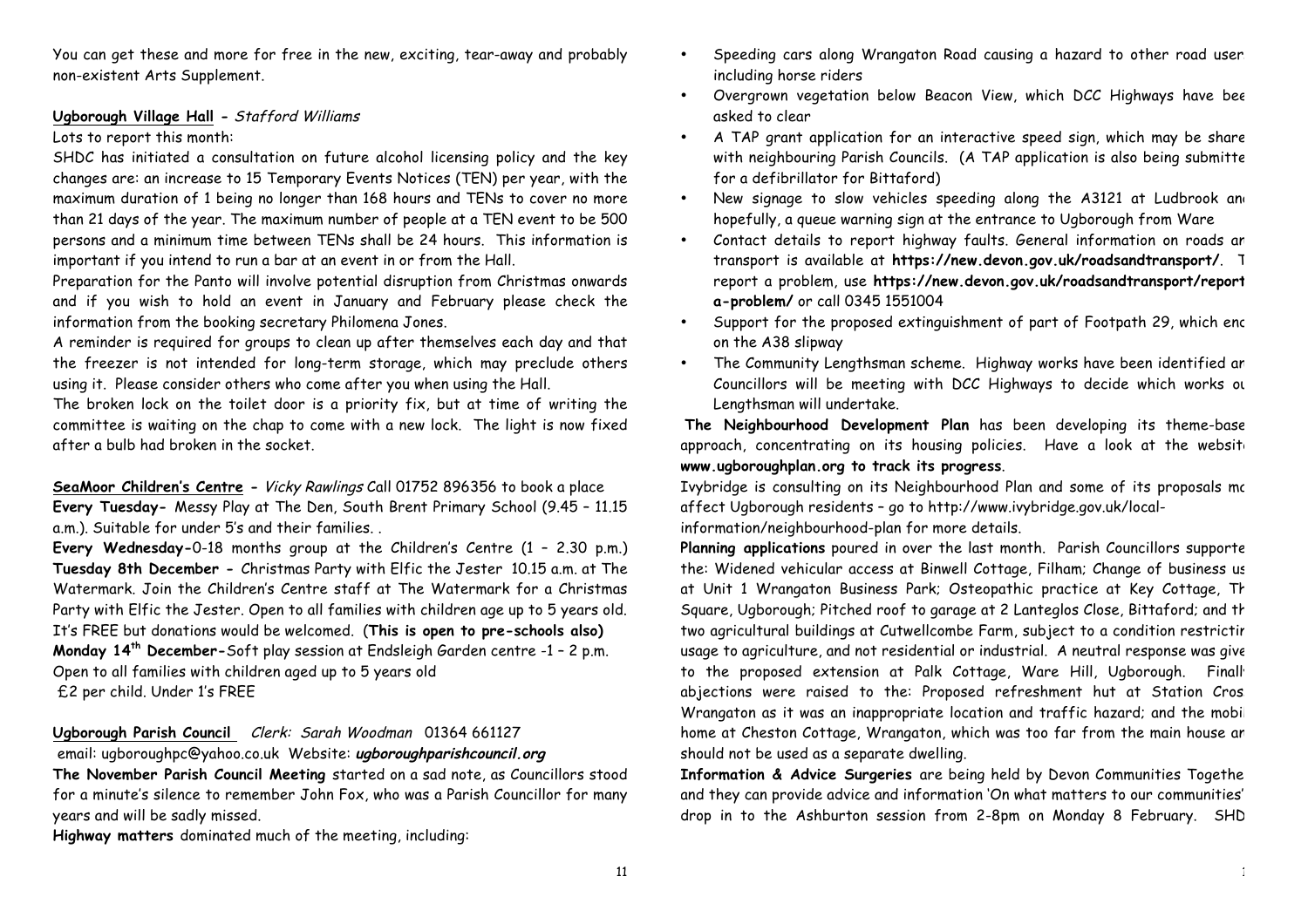You can get these and more for free in the new, exciting, tear-away and probably non-existent Arts Supplement.

**Ugborough Village Hall** - *Stafford Williams*

Lots to report this month:

SHDC has initiated a consultation on future alcohol licensing policy and the key changes are: an increase to 15 Temporary Events Notices (TEN) per year, with the maximum duration of 1 being no longer than 168 hours and TENs to cover no more than 21 days of the year. The maximum number of people at a TEN event to be 500 persons and a minimum time between TENs shall be 24 hours. This information is important if you intend to run a bar at an event in or from the Hall.

Preparation for the Panto will involve potential disruption from Christmas onwards and if you wish to hold an event in January and February please check the information from the booking secretary Philomena Jones.

A reminder is required for groups to clean up after themselves each day and that the freezer is not intended for long-term storage, which may preclude others using it. Please consider others who come after you when using the Hall.

The broken lock on the toilet door is a priority fix, but at time of writing the committee is waiting on the chap to come with a new lock. The light is now fixed after a bulb had broken in the socket.

**SeaMoor Children's Centre** - *Vicky Rawlings* Call 01752 896356 to book a place

**Every Tuesday-** Messy Play at The Den, South Brent Primary School (9.45 – 11.15 a.m.). Suitable for under 5's and their families. .

**Every Wednesday-**0-18 months group at the Children's Centre (1 – 2.30 p.m.)

**Tuesday 8th December -** Christmas Party with Elfic the Jester 10.15 a.m. at The Watermark. Join the Children's Centre staff at The Watermark for a Christmas Party with Elfic the Jester. Open to all families with children age up to 5 years old. It's FREE but donations would be welcomed. (**This is open to pre-schools also)**

**Monday 14th December-**Soft play session at Endsleigh Garden centre -1 – 2 p.m. Open to all families with children aged up to 5 years old

£2 per child. Under 1's FREE

**Ugborough Parish Council** *Clerk: Sarah Woodman* 01364 661127

email: ugboroughpc@yahoo.co.uk Website: ***ugboroughparishcouncil.org***

**The November Parish Council Meeting** started on a sad note, as Councillors stood for a minute's silence to remember John Fox, who was a Parish Councillor for many years and will be sadly missed.

**Highway matters** dominated much of the meeting, including:

- Speeding cars along Wrangaton Road causing a hazard to other road user including horse riders
- Overgrown vegetation below Beacon View, which DCC Highways have bee asked to clear
- A TAP grant application for an interactive speed sign, which may be share with neighbouring Parish Councils. (A TAP application is also being submitte for a defibrillator for Bittaford)
- New signage to slow vehicles speeding along the A3121 at Ludbrook an hopefully, a queue warning sign at the entrance to Ugborough from Ware
- Contact details to report highway faults. General information on roads ar transport is available at **https://new.devon.gov.uk/roadsandtransport/**. T report a problem, use **https://new.devon.gov.uk/roadsandtransport/report a-problem/** or call 0345 1551004
- Support for the proposed extinguishment of part of Footpath 29, which enc on the A38 slipway
- The Community Lengthsman scheme. Highway works have been identified ar Councillors will be meeting with DCC Highways to decide which works ou Lengthsman will undertake.

**The Neighbourhood Development Plan** has been developing its theme-base approach, concentrating on its housing policies. Have a look at the websit **www.ugboroughplan.org to track its progress**.

Ivybridge is consulting on its Neighbourhood Plan and some of its proposals mo affect Ugborough residents – go to http://www.ivybridge.gov.uk/local-information/neighbourhood-plan for more details.

**Planning applications** poured in over the last month. Parish Councillors supporte the: Widened vehicular access at Binwell Cottage, Filham; Change of business us at Unit 1 Wrangaton Business Park; Osteopathic practice at Key Cottage, Th Square, Ugborough; Pitched roof to garage at 2 Lanteglos Close, Bittaford; and th two agricultural buildings at Cutwellcombe Farm, subject to a condition restrictir usage to agriculture, and not residential or industrial. A neutral response was give to the proposed extension at Palk Cottage, Ware Hill, Ugborough. Finall abjections were raised to the: Proposed refreshment hut at Station Cros Wrangaton as it was an inappropriate location and traffic hazard; and the mobi home at Cheston Cottage, Wrangaton, which was too far from the main house ar should not be used as a separate dwelling.

**Information & Advice Surgeries** are being held by Devon Communities Togethe and they can provide advice and information 'On what matters to our communities' drop in to the Ashburton session from 2-8pm on Monday 8 February. SHD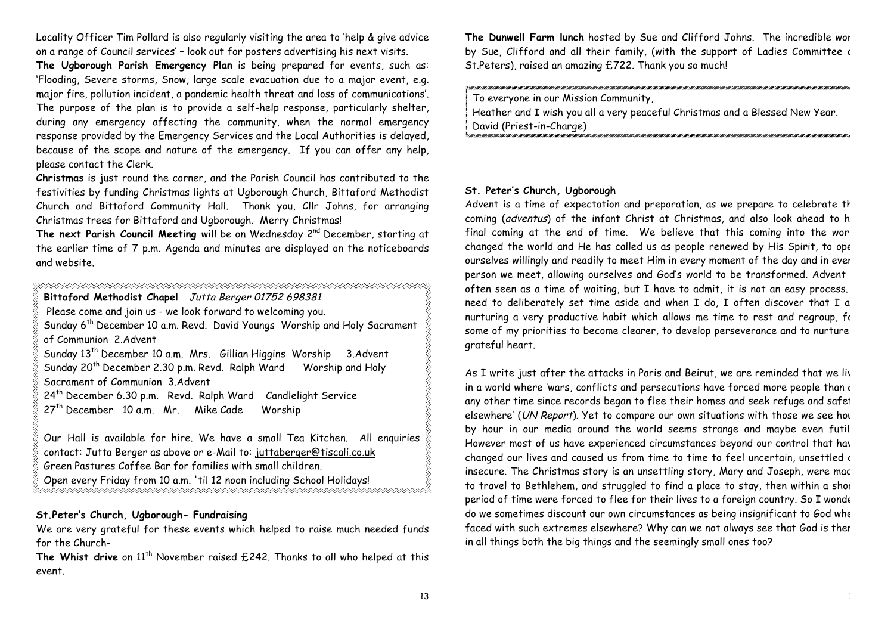Locality Officer Tim Pollard is also regularly visiting the area to 'help & give advice on a range of Council services' – look out for posters advertising his next visits.

**The Ugborough Parish Emergency Plan** is being prepared for events, such as: 'Flooding, Severe storms, Snow, large scale evacuation due to a major event, e.g. major fire, pollution incident, a pandemic health threat and loss of communications'. The purpose of the plan is to provide a self-help response, particularly shelter, during any emergency affecting the community, when the normal emergency response provided by the Emergency Services and the Local Authorities is delayed, because of the scope and nature of the emergency. If you can offer any help, please contact the Clerk.

**Christmas** is just round the corner, and the Parish Council has contributed to the festivities by funding Christmas lights at Ugborough Church, Bittaford Methodist Church and Bittaford Community Hall. Thank you, Cllr Johns, for arranging Christmas trees for Bittaford and Ugborough. Merry Christmas!

**The next Parish Council Meeting** will be on Wednesday 2nd December, starting at the earlier time of 7 p.m. Agenda and minutes are displayed on the noticeboards and website.

**Bittaford Methodist Chapel** *Jutta Berger 01752 698381*

Please come and join us - we look forward to welcoming you.

Sunday 6th December 10 a.m. Revd. David Youngs Worship and Holy Sacrament of Communion 2.Advent

Sunday 13th December 10 a.m. Mrs. Gillian Higgins Worship 3.Advent

Sunday 20th December 2.30 p.m. Revd. Ralph Ward Worship and Holy Sacrament of Communion 3.Advent

24th December 6.30 p.m. Revd. Ralph Ward Candlelight Service

27th December 10 a.m. Mr. Mike Cade Worship

Our Hall is available for hire. We have a small Tea Kitchen. All enquiries contact: Jutta Berger as above or e-Mail to: juttaberger@tiscali.co.uk

Green Pastures Coffee Bar for families with small children.

Open every Friday from 10 a.m. 'til 12 noon including School Holidays!

## St.Peter's Church, Ugborough- Fundraising

We are very grateful for these events which helped to raise much needed funds for the Church-

**The Whist drive** on 11th November raised £242. Thanks to all who helped at this event.

**The Dunwell Farm lunch** hosted by Sue and Clifford Johns. The incredible wor by Sue, Clifford and all their family, (with the support of Ladies Committee c St.Peters), raised an amazing £722. Thank you so much!

To everyone in our Mission Community,

Heather and I wish you all a very peaceful Christmas and a Blessed New Year.

David (Priest-in-Charge)

## St. Peter's Church, Ugborough

Advent is a time of expectation and preparation, as we prepare to celebrate th coming (*adventus*) of the infant Christ at Christmas, and also look ahead to h final coming at the end of time. We believe that this coming into the worl changed the world and He has called us as people renewed by His Spirit, to ope ourselves willingly and readily to meet Him in every moment of the day and in ever person we meet, allowing ourselves and God's world to be transformed. Advent often seen as a time of waiting, but I have to admit, it is not an easy process. need to deliberately set time aside and when I do, I often discover that I a nurturing a very productive habit which allows me time to rest and regroup, fc some of my priorities to become clearer, to develop perseverance and to nurture grateful heart.

As I write just after the attacks in Paris and Beirut, we are reminded that we liv in a world where 'wars, conflicts and persecutions have forced more people than c any other time since records began to flee their homes and seek refuge and safet elsewhere' (*UN Report*). Yet to compare our own situations with those we see hou by hour in our media around the world seems strange and maybe even futil However most of us have experienced circumstances beyond our control that hav changed our lives and caused us from time to time to feel uncertain, unsettled c insecure. The Christmas story is an unsettling story, Mary and Joseph, were mac to travel to Bethlehem, and struggled to find a place to stay, then within a shor period of time were forced to flee for their lives to a foreign country. So I wonde do we sometimes discount our own circumstances as being insignificant to God whe faced with such extremes elsewhere? Why can we not always see that God is ther in all things both the big things and the seemingly small ones too?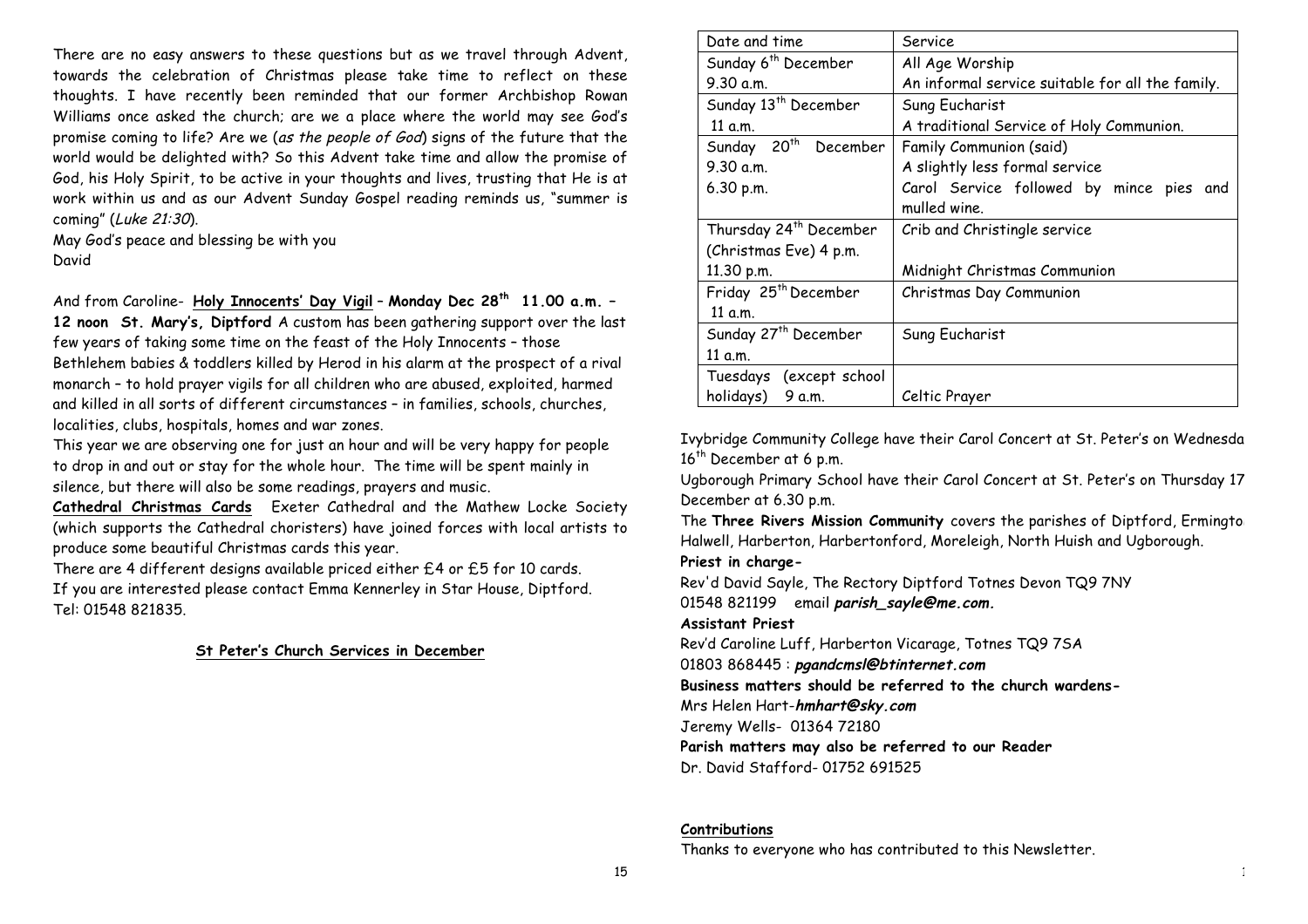There are no easy answers to these questions but as we travel through Advent, towards the celebration of Christmas please take time to reflect on these thoughts. I have recently been reminded that our former Archbishop Rowan Williams once asked the church; are we a place where the world may see God's promise coming to life? Are we (*as the people of God*) signs of the future that the world would be delighted with? So this Advent take time and allow the promise of God, his Holy Spirit, to be active in your thoughts and lives, trusting that He is at work within us and as our Advent Sunday Gospel reading reminds us, "summer is coming" (*Luke 21:30*).

May God's peace and blessing be with you
David

And from Caroline- **Holy Innocents' Day Vigil – Monday Dec 28th 11.00 a.m. – 12 noon St. Mary's, Diptford** A custom has been gathering support over the last few years of taking some time on the feast of the Holy Innocents – those Bethlehem babies & toddlers killed by Herod in his alarm at the prospect of a rival monarch – to hold prayer vigils for all children who are abused, exploited, harmed and killed in all sorts of different circumstances – in families, schools, churches, localities, clubs, hospitals, homes and war zones.

This year we are observing one for just an hour and will be very happy for people to drop in and out or stay for the whole hour. The time will be spent mainly in silence, but there will also be some readings, prayers and music.

**Cathedral Christmas Cards** Exeter Cathedral and the Mathew Locke Society (which supports the Cathedral choristers) have joined forces with local artists to produce some beautiful Christmas cards this year.

There are 4 different designs available priced either £4 or £5 for 10 cards.
If you are interested please contact Emma Kennerley in Star House, Diptford.
Tel: 01548 821835.

## St Peter's Church Services in December

| Date and time | Service |
|---|---|
| Sunday 6th December<br>9.30 a.m. | All Age Worship<br>An informal service suitable for all the family. |
| Sunday 13th December<br>11 a.m. | Sung Eucharist<br>A traditional Service of Holy Communion. |
| Sunday 20th December<br>9.30 a.m.<br>6.30 p.m. | Family Communion (said)<br>A slightly less formal service<br>Carol Service followed by mince pies and mulled wine. |
| Thursday 24th December<br>(Christmas Eve) 4 p.m.<br>11.30 p.m. | Crib and Christingle service<br><br>Midnight Christmas Communion |
| Friday 25th December<br>11 a.m. | Christmas Day Communion |
| Sunday 27th December<br>11 a.m. | Sung Eucharist |
| Tuesdays (except school holidays) 9 a.m. | Celtic Prayer |

Ivybridge Community College have their Carol Concert at St. Peter's on Wednesda 16th December at 6 p.m.

Ugborough Primary School have their Carol Concert at St. Peter's on Thursday 17 December at 6.30 p.m.

The **Three Rivers Mission Community** covers the parishes of Diptford, Ermingto Halwell, Harberton, Harbertonford, Moreleigh, North Huish and Ugborough.

**Priest in charge-**
Rev'd David Sayle, The Rectory Diptford Totnes Devon TQ9 7NY
01548 821199 email ***parish_sayle@me.com.***

**Assistant Priest**
Rev'd Caroline Luff, Harberton Vicarage, Totnes TQ9 7SA
01803 868445 : ***pgandcmsl@btinternet.com***

**Business matters should be referred to the church wardens-**
Mrs Helen Hart-***hmhart@sky.com***
Jeremy Wells- 01364 72180

**Parish matters may also be referred to our Reader**
Dr. David Stafford- 01752 691525

**Contributions**
Thanks to everyone who has contributed to this Newsletter.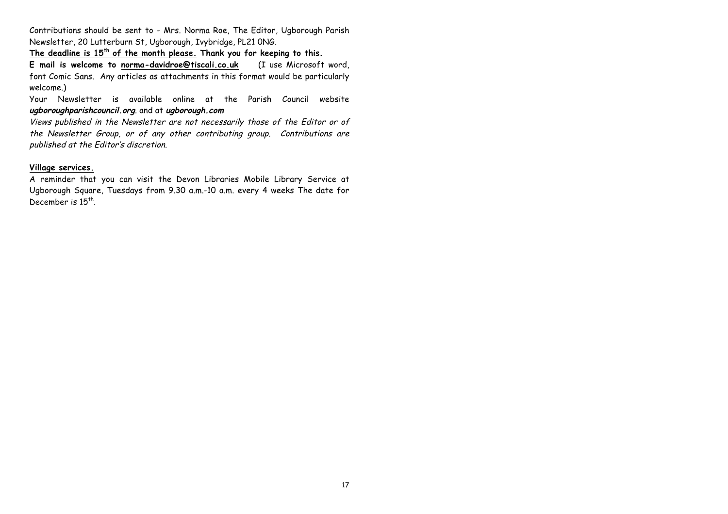Contributions should be sent to - Mrs. Norma Roe, The Editor, Ugborough Parish Newsletter, 20 Lutterburn St, Ugborough, Ivybridge, PL21 0NG.

**The deadline is 15th of the month please. Thank you for keeping to this.**

**E mail is welcome to norma-davidroe@tiscali.co.uk** (I use Microsoft word, font Comic Sans. Any articles as attachments in this format would be particularly welcome.)

Your Newsletter is available online at the Parish Council website ***ugboroughparishcouncil.org***. and at ***ugborough.com***

*Views published in the Newsletter are not necessarily those of the Editor or of the Newsletter Group, or of any other contributing group. Contributions are published at the Editor's discretion.*

**Village services.**

A reminder that you can visit the Devon Libraries Mobile Library Service at Ugborough Square, Tuesdays from 9.30 a.m.-10 a.m. every 4 weeks The date for December is 15th.